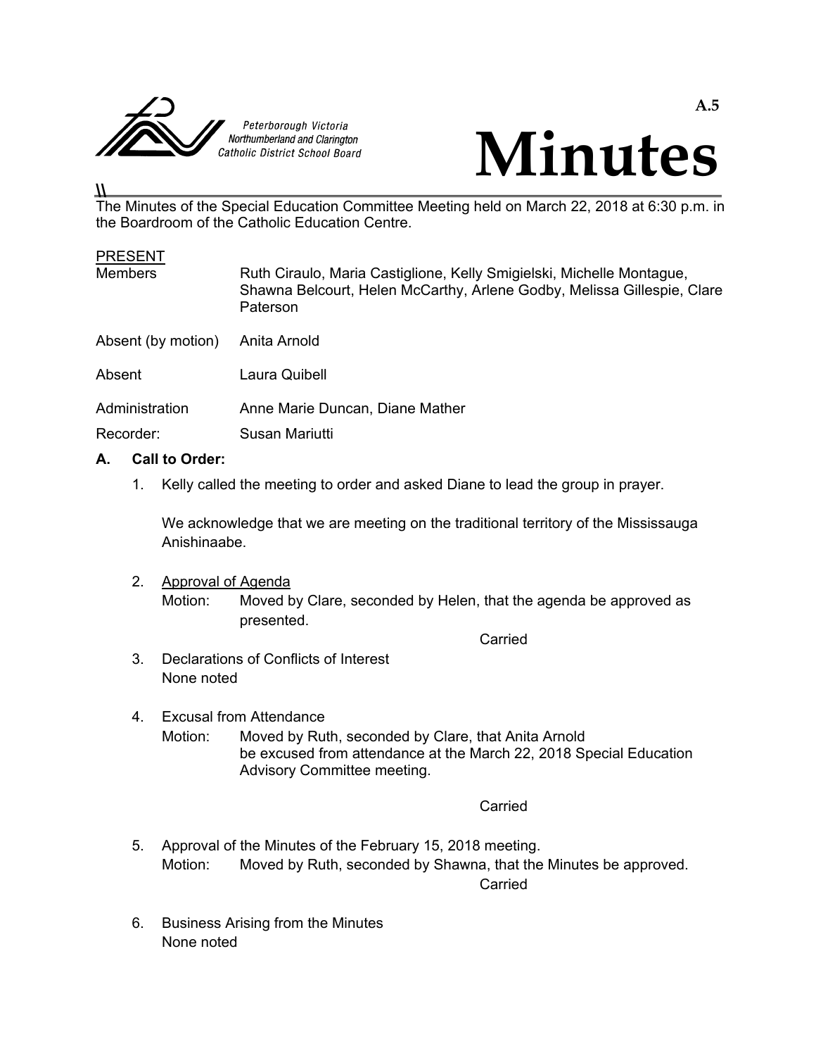Peterborough Victoria
Northumberland and Clarington
Catholic District School Board

A.5

# Minutes

The Minutes of the Special Education Committee Meeting held on March 22, 2018 at 6:30 p.m. in the Boardroom of the Catholic Education Centre.

PRESENT

| | |
|---|---|
| Members | Ruth Ciraulo, Maria Castiglione, Kelly Smigielski, Michelle Montague, Shawna Belcourt, Helen McCarthy, Arlene Godby, Melissa Gillespie, Clare Paterson |
| Absent (by motion) | Anita Arnold |
| Absent | Laura Quibell |
| Administration | Anne Marie Duncan, Diane Mather |
| Recorder: | Susan Mariutti |

**A. Call to Order:**

1. Kelly called the meeting to order and asked Diane to lead the group in prayer.

   We acknowledge that we are meeting on the traditional territory of the Mississauga Anishinaabe.

2. Approval of Agenda

   Motion: Moved by Clare, seconded by Helen, that the agenda be approved as presented.

   Carried

3. Declarations of Conflicts of Interest

   None noted

4. Excusal from Attendance

   Motion: Moved by Ruth, seconded by Clare, that Anita Arnold be excused from attendance at the March 22, 2018 Special Education Advisory Committee meeting.

   Carried

5. Approval of the Minutes of the February 15, 2018 meeting.

   Motion: Moved by Ruth, seconded by Shawna, that the Minutes be approved.

   Carried

6. Business Arising from the Minutes

   None noted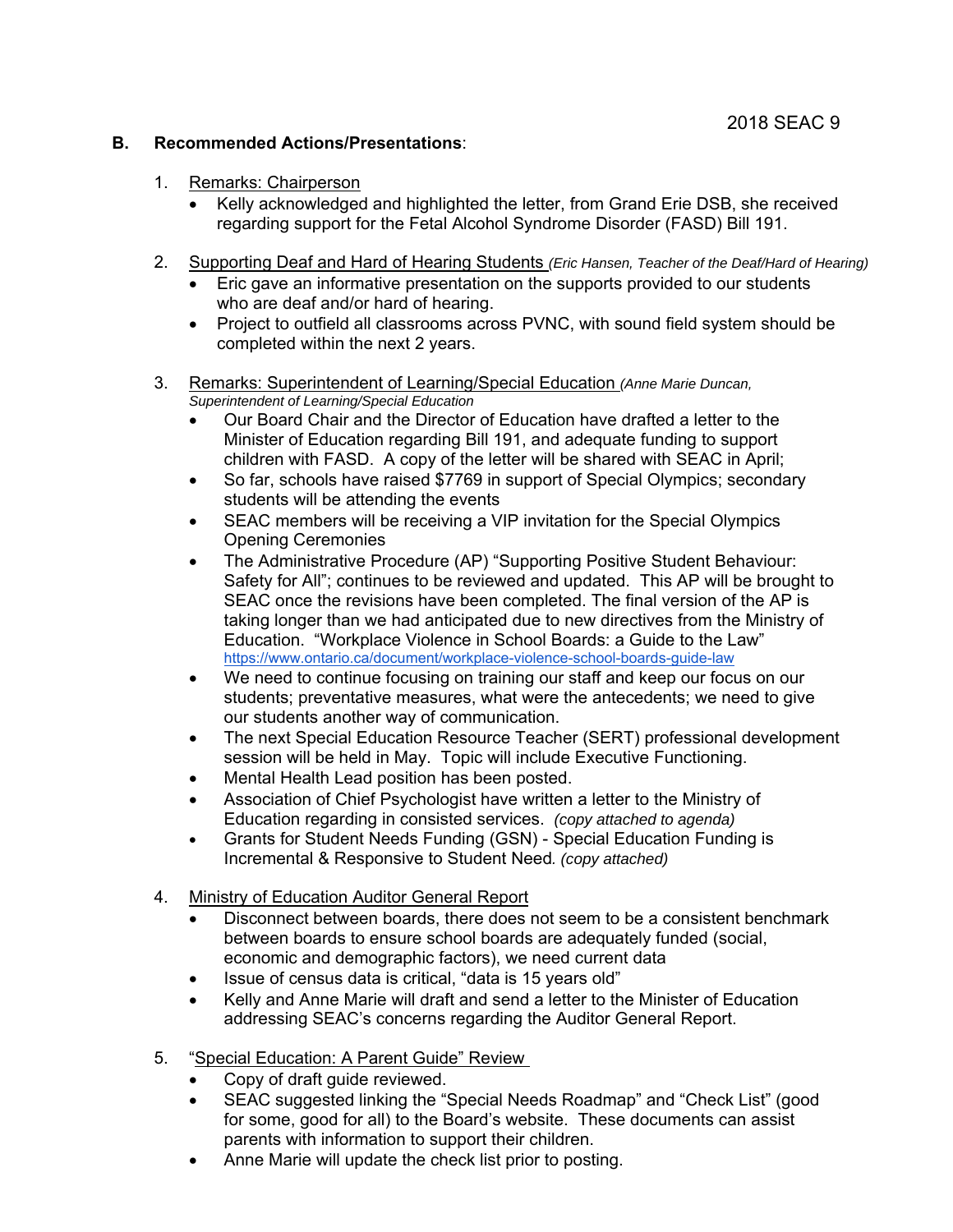## B. Recommended Actions/Presentations:

1. <u>Remarks: Chairperson</u>
   - Kelly acknowledged and highlighted the letter, from Grand Erie DSB, she received regarding support for the Fetal Alcohol Syndrome Disorder (FASD) Bill 191.

2. <u>Supporting Deaf and Hard of Hearing Students</u> *(Eric Hansen, Teacher of the Deaf/Hard of Hearing)*
   - Eric gave an informative presentation on the supports provided to our students who are deaf and/or hard of hearing.
   - Project to outfield all classrooms across PVNC, with sound field system should be completed within the next 2 years.

3. <u>Remarks: Superintendent of Learning/Special Education</u> *(Anne Marie Duncan, Superintendent of Learning/Special Education*
   - Our Board Chair and the Director of Education have drafted a letter to the Minister of Education regarding Bill 191, and adequate funding to support children with FASD. A copy of the letter will be shared with SEAC in April;
   - So far, schools have raised $7769 in support of Special Olympics; secondary students will be attending the events
   - SEAC members will be receiving a VIP invitation for the Special Olympics Opening Ceremonies
   - The Administrative Procedure (AP) "Supporting Positive Student Behaviour: Safety for All"; continues to be reviewed and updated. This AP will be brought to SEAC once the revisions have been completed. The final version of the AP is taking longer than we had anticipated due to new directives from the Ministry of Education. "Workplace Violence in School Boards: a Guide to the Law" https://www.ontario.ca/document/workplace-violence-school-boards-guide-law
   - We need to continue focusing on training our staff and keep our focus on our students; preventative measures, what were the antecedents; we need to give our students another way of communication.
   - The next Special Education Resource Teacher (SERT) professional development session will be held in May. Topic will include Executive Functioning.
   - Mental Health Lead position has been posted.
   - Association of Chief Psychologist have written a letter to the Ministry of Education regarding in consisted services. *(copy attached to agenda)*
   - Grants for Student Needs Funding (GSN) - Special Education Funding is Incremental & Responsive to Student Need. *(copy attached)*

4. <u>Ministry of Education Auditor General Report</u>
   - Disconnect between boards, there does not seem to be a consistent benchmark between boards to ensure school boards are adequately funded (social, economic and demographic factors), we need current data
   - Issue of census data is critical, "data is 15 years old"
   - Kelly and Anne Marie will draft and send a letter to the Minister of Education addressing SEAC's concerns regarding the Auditor General Report.

5. "<u>Special Education: A Parent Guide" Review</u>
   - Copy of draft guide reviewed.
   - SEAC suggested linking the "Special Needs Roadmap" and "Check List" (good for some, good for all) to the Board's website. These documents can assist parents with information to support their children.
   - Anne Marie will update the check list prior to posting.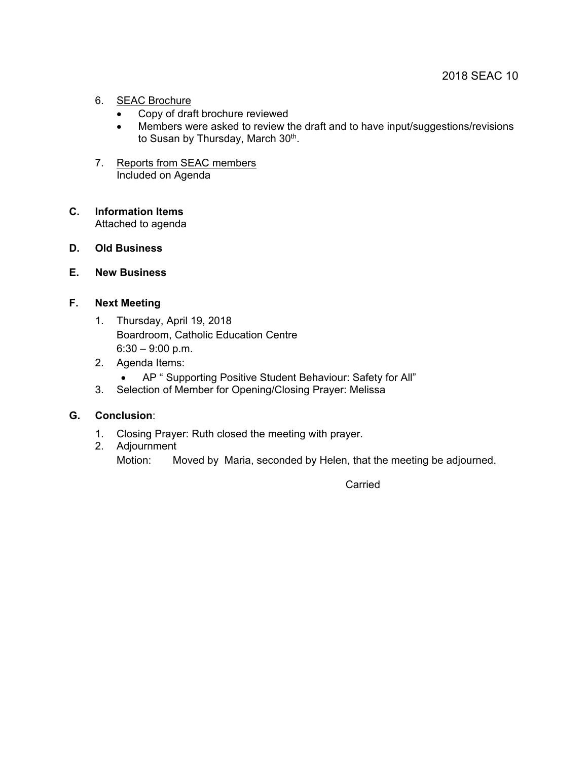6. SEAC Brochure
   - Copy of draft brochure reviewed
   - Members were asked to review the draft and to have input/suggestions/revisions to Susan by Thursday, March 30th.

7. Reports from SEAC members
   Included on Agenda

**C. Information Items**
Attached to agenda

**D. Old Business**

**E. New Business**

**F. Next Meeting**

1. Thursday, April 19, 2018
   Boardroom, Catholic Education Centre
   6:30 – 9:00 p.m.
2. Agenda Items:
   - AP " Supporting Positive Student Behaviour: Safety for All"
3. Selection of Member for Opening/Closing Prayer: Melissa

**G. Conclusion**:

1. Closing Prayer: Ruth closed the meeting with prayer.
2. Adjournment
   Motion: Moved by Maria, seconded by Helen, that the meeting be adjourned.

   Carried